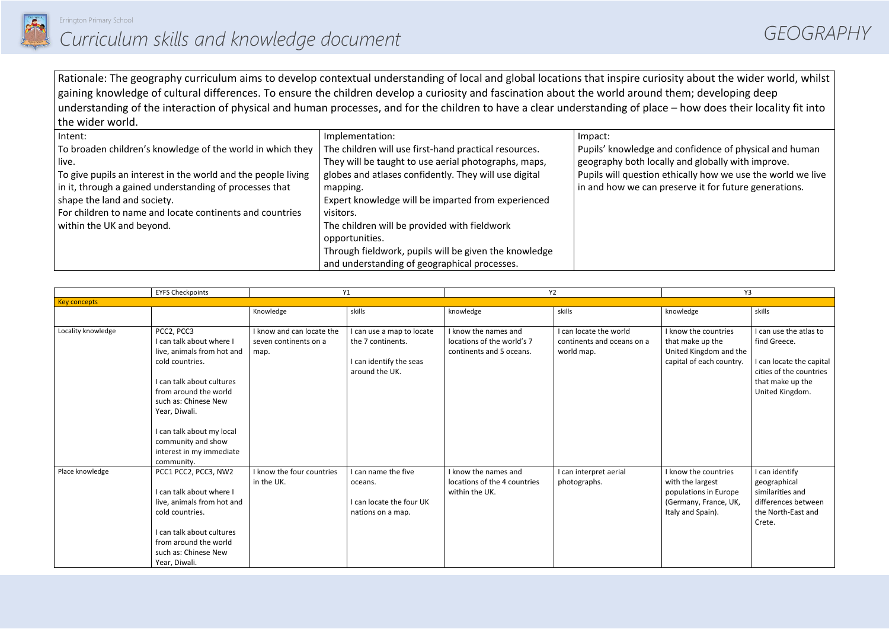Errington Primary School

# Curriculum skills and knowledge document

# GEOGRAPHY

Rationale: The geography curriculum aims to develop contextual understanding of local and global locations that inspire curiosity about the wider world, whilst gaining knowledge of cultural differences. To ensure the children develop a curiosity and fascination about the world around them; developing deep understanding of the interaction of physical and human processes, and for the children to have a clear understanding of place – how does their locality fit into the wider world.

| Intent: | Implementation: | Impact: |
|---|---|---|
| To broaden children's knowledge of the world in which they live.<br>To give pupils an interest in the world and the people living in it, through a gained understanding of processes that shape the land and society.<br>For children to name and locate continents and countries within the UK and beyond. | The children will use first-hand practical resources.<br>They will be taught to use aerial photographs, maps, globes and atlases confidently. They will use digital mapping.<br>Expert knowledge will be imparted from experienced visitors.<br>The children will be provided with fieldwork opportunities.<br>Through fieldwork, pupils will be given the knowledge and understanding of geographical processes. | Pupils' knowledge and confidence of physical and human geography both locally and globally with improve.<br>Pupils will question ethically how we use the world we live in and how we can preserve it for future generations. |

| | EYFS Checkpoints | Y1 | | Y2 | | Y3 | |
|---|---|---|---|---|---|---|---|
| Key concepts | | | | | | | |
| | | Knowledge | skills | knowledge | skills | knowledge | skills |
| Locality knowledge | PCC2, PCC3<br>I can talk about where I live, animals from hot and cold countries.<br><br>I can talk about cultures from around the world such as: Chinese New Year, Diwali.<br><br>I can talk about my local community and show interest in my immediate community. | I know and can locate the seven continents on a map. | I can use a map to locate the 7 continents.<br><br>I can identify the seas around the UK. | I know the names and locations of the world's 7 continents and 5 oceans. | I can locate the world continents and oceans on a world map. | I know the countries that make up the United Kingdom and the capital of each country. | I can use the atlas to find Greece.<br><br>I can locate the capital cities of the countries that make up the United Kingdom. |
| Place knowledge | PCC1 PCC2, PCC3, NW2<br><br>I can talk about where I live, animals from hot and cold countries.<br><br>I can talk about cultures from around the world such as: Chinese New Year, Diwali. | I know the four countries in the UK. | I can name the five oceans.<br><br>I can locate the four UK nations on a map. | I know the names and locations of the 4 countries within the UK. | I can interpret aerial photographs. | I know the countries with the largest populations in Europe (Germany, France, UK, Italy and Spain). | I can identify geographical similarities and differences between the North-East and Crete. |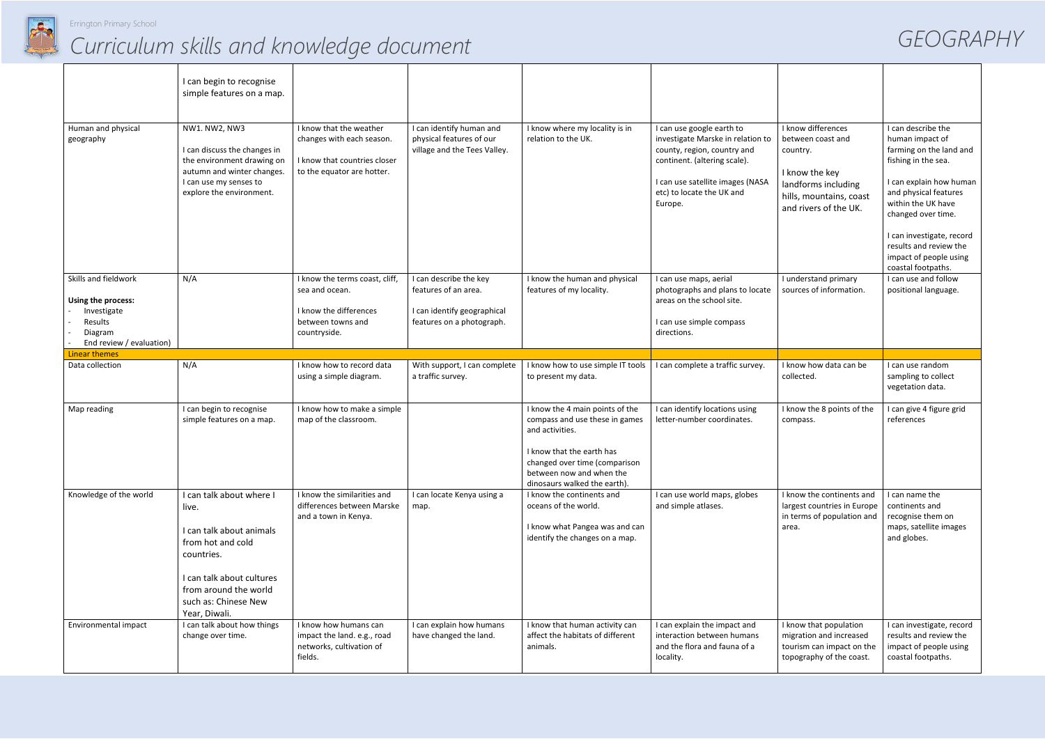| | | | | | | | |
|---|---|---|---|---|---|---|---|
| | I can begin to recognise simple features on a map. | | | | | | |
| Human and physical geography | NW1. NW2, NW3<br><br>I can discuss the changes in the environment drawing on autumn and winter changes. I can use my senses to explore the environment. | I know that the weather changes with each season.<br><br>I know that countries closer to the equator are hotter. | I can identify human and physical features of our village and the Tees Valley. | I know where my locality is in relation to the UK. | I can use google earth to investigate Marske in relation to county, region, country and continent. (altering scale).<br><br>I can use satellite images (NASA etc) to locate the UK and Europe. | I know differences between coast and country.<br><br>I know the key landforms including hills, mountains, coast and rivers of the UK. | I can describe the human impact of farming on the land and fishing in the sea.<br><br>I can explain how human and physical features within the UK have changed over time.<br><br>I can investigate, record results and review the impact of people using coastal footpaths. |
| Skills and fieldwork<br><br>**Using the process:**<br>- Investigate<br>- Results<br>- Diagram<br>- End review / evaluation) | N/A | I know the terms coast, cliff, sea and ocean.<br><br>I know the differences between towns and countryside. | I can describe the key features of an area.<br><br>I can identify geographical features on a photograph. | I know the human and physical features of my locality. | I can use maps, aerial photographs and plans to locate areas on the school site.<br><br>I can use simple compass directions. | I understand primary sources of information. | I can use and follow positional language. |
| **Linear themes** | | | | | | | |
| Data collection | N/A | I know how to record data using a simple diagram. | With support, I can complete a traffic survey. | I know how to use simple IT tools to present my data. | I can complete a traffic survey. | I know how data can be collected. | I can use random sampling to collect vegetation data. |
| Map reading | I can begin to recognise simple features on a map. | I know how to make a simple map of the classroom. | | I know the 4 main points of the compass and use these in games and activities.<br><br>I know that the earth has changed over time (comparison between now and when the dinosaurs walked the earth). | I can identify locations using letter-number coordinates. | I know the 8 points of the compass. | I can give 4 figure grid references |
| Knowledge of the world | I can talk about where I live.<br><br>I can talk about animals from hot and cold countries.<br><br>I can talk about cultures from around the world such as: Chinese New Year, Diwali. | I know the similarities and differences between Marske and a town in Kenya. | I can locate Kenya using a map. | I know the continents and oceans of the world.<br><br>I know what Pangea was and can identify the changes on a map. | I can use world maps, globes and simple atlases. | I know the continents and largest countries in Europe in terms of population and area. | I can name the continents and recognise them on maps, satellite images and globes. |
| Environmental impact | I can talk about how things change over time. | I know how humans can impact the land. e.g., road networks, cultivation of fields. | I can explain how humans have changed the land. | I know that human activity can affect the habitats of different animals. | I can explain the impact and interaction between humans and the flora and fauna of a locality. | I know that population migration and increased tourism can impact on the topography of the coast. | I can investigate, record results and review the impact of people using coastal footpaths. |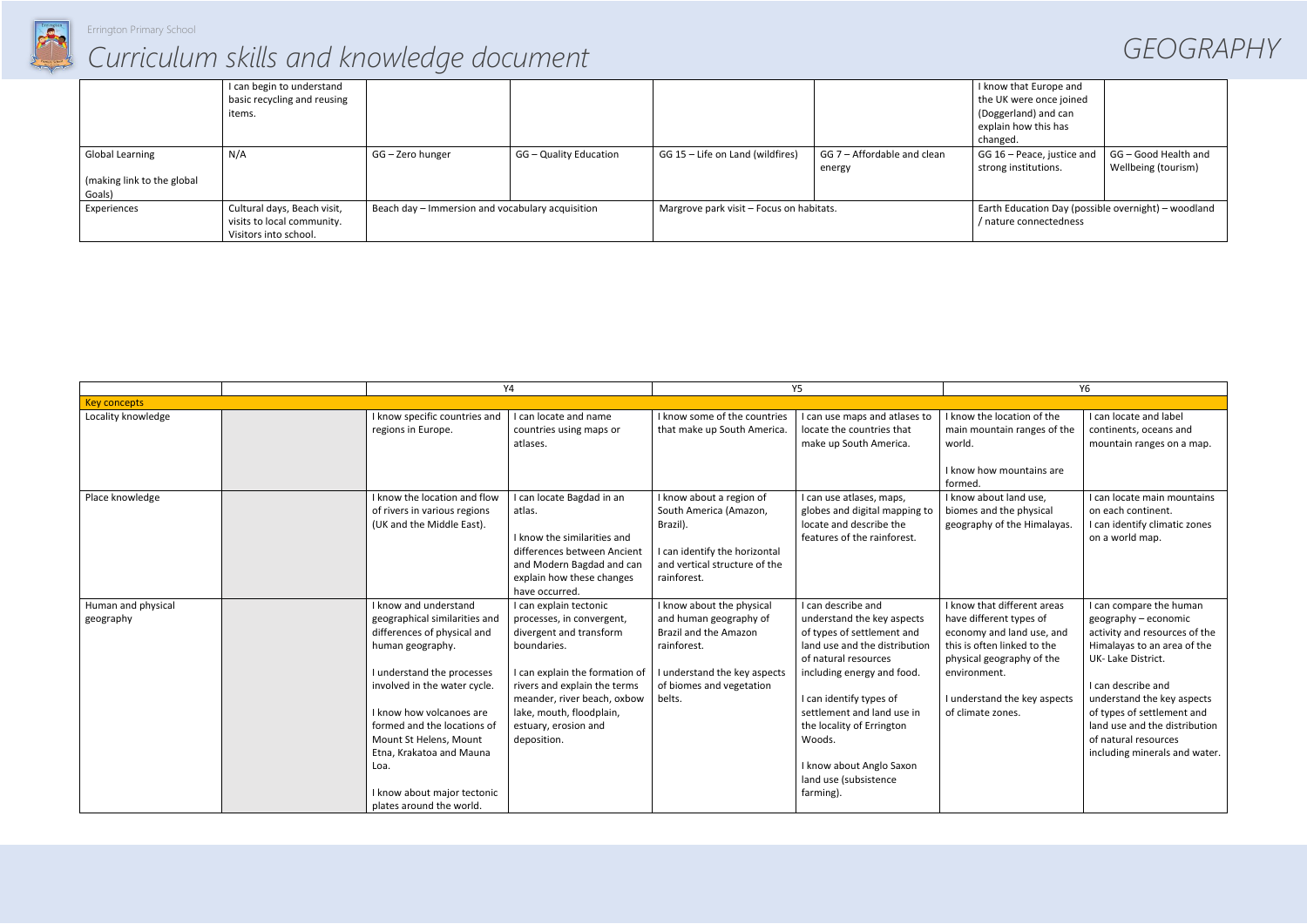# Curriculum skills and knowledge document

# GEOGRAPHY

| | | | | | | | |
|---|---|---|---|---|---|---|---|
| | I can begin to understand basic recycling and reusing items. | | | | | I know that Europe and the UK were once joined (Doggerland) and can explain how this has changed. | |
| Global Learning (making link to the global Goals) | N/A | GG – Zero hunger | GG – Quality Education | GG 15 – Life on Land (wildfires) | GG 7 – Affordable and clean energy | GG 16 – Peace, justice and strong institutions. | GG – Good Health and Wellbeing (tourism) |
| Experiences | Cultural days, Beach visit, visits to local community. Visitors into school. | Beach day – Immersion and vocabulary acquisition | | Margrove park visit – Focus on habitats. | | Earth Education Day (possible overnight) – woodland / nature connectedness | |

| | | Y4 | | Y5 | | Y6 | |
|---|---|---|---|---|---|---|---|
| **Key concepts** | | | | | | | |
| Locality knowledge | | I know specific countries and regions in Europe. | I can locate and name countries using maps or atlases. | I know some of the countries that make up South America. | I can use maps and atlases to locate the countries that make up South America. | I know the location of the main mountain ranges of the world.<br><br>I know how mountains are formed. | I can locate and label continents, oceans and mountain ranges on a map. |
| Place knowledge | | I know the location and flow of rivers in various regions (UK and the Middle East). | I can locate Bagdad in an atlas.<br><br>I know the similarities and differences between Ancient and Modern Bagdad and can explain how these changes have occurred. | I know about a region of South America (Amazon, Brazil).<br><br>I can identify the horizontal and vertical structure of the rainforest. | I can use atlases, maps, globes and digital mapping to locate and describe the features of the rainforest. | I know about land use, biomes and the physical geography of the Himalayas. | I can locate main mountains on each continent.<br>I can identify climatic zones on a world map. |
| Human and physical geography | | I know and understand geographical similarities and differences of physical and human geography.<br><br>I understand the processes involved in the water cycle.<br><br>I know how volcanoes are formed and the locations of Mount St Helens, Mount Etna, Krakatoa and Mauna Loa.<br><br>I know about major tectonic plates around the world. | I can explain tectonic processes, in convergent, divergent and transform boundaries.<br><br>I can explain the formation of rivers and explain the terms meander, river beach, oxbow lake, mouth, floodplain, estuary, erosion and deposition. | I know about the physical and human geography of Brazil and the Amazon rainforest.<br><br>I understand the key aspects of biomes and vegetation belts. | I can describe and understand the key aspects of types of settlement and land use and the distribution of natural resources including energy and food.<br><br>I can identify types of settlement and land use in the locality of Errington Woods.<br><br>I know about Anglo Saxon land use (subsistence farming). | I know that different areas have different types of economy and land use, and this is often linked to the physical geography of the environment.<br><br>I understand the key aspects of climate zones. | I can compare the human geography – economic activity and resources of the Himalayas to an area of the UK- Lake District.<br><br>I can describe and understand the key aspects of types of settlement and land use and the distribution of natural resources including minerals and water. |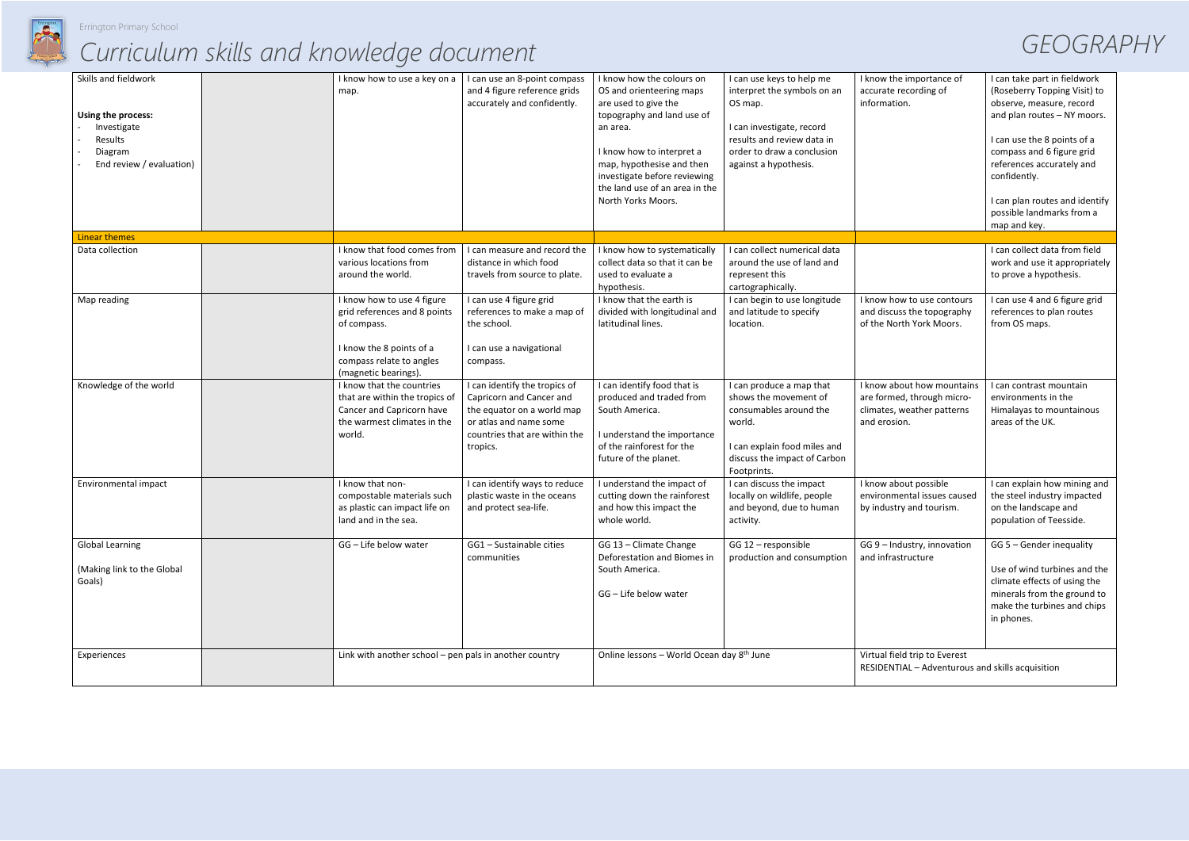Errington Primary School

# Curriculum skills and knowledge document

# GEOGRAPHY

| | | | | | | | |
|---|---|---|---|---|---|---|---|
| Skills and fieldwork<br><br>**Using the process:**<br>- Investigate<br>- Results<br>- Diagram<br>- End review / evaluation) | | I know how to use a key on a map. | I can use an 8-point compass and 4 figure reference grids accurately and confidently. | I know how the colours on OS and orienteering maps are used to give the topography and land use of an area.<br><br>I know how to interpret a map, hypothesise and then investigate before reviewing the land use of an area in the North Yorks Moors. | I can use keys to help me interpret the symbols on an OS map.<br><br>I can investigate, record results and review data in order to draw a conclusion against a hypothesis. | I know the importance of accurate recording of information. | I can take part in fieldwork (Roseberry Topping Visit) to observe, measure, record and plan routes – NY moors.<br><br>I can use the 8 points of a compass and 6 figure grid references accurately and confidently.<br><br>I can plan routes and identify possible landmarks from a map and key. |
| Linear themes | | | | | | | |
| Data collection | | I know that food comes from various locations from around the world. | I can measure and record the distance in which food travels from source to plate. | I know how to systematically collect data so that it can be used to evaluate a hypothesis. | I can collect numerical data around the use of land and represent this cartographically. | | I can collect data from field work and use it appropriately to prove a hypothesis. |
| Map reading | | I know how to use 4 figure grid references and 8 points of compass.<br><br>I know the 8 points of a compass relate to angles (magnetic bearings). | I can use 4 figure grid references to make a map of the school.<br><br>I can use a navigational compass. | I know that the earth is divided with longitudinal and latitudinal lines. | I can begin to use longitude and latitude to specify location. | I know how to use contours and discuss the topography of the North York Moors. | I can use 4 and 6 figure grid references to plan routes from OS maps. |
| Knowledge of the world | | I know that the countries that are within the tropics of Cancer and Capricorn have the warmest climates in the world. | I can identify the tropics of Capricorn and Cancer and the equator on a world map or atlas and name some countries that are within the tropics. | I can identify food that is produced and traded from South America.<br><br>I understand the importance of the rainforest for the future of the planet. | I can produce a map that shows the movement of consumables around the world.<br><br>I can explain food miles and discuss the impact of Carbon Footprints. | I know about how mountains are formed, through micro-climates, weather patterns and erosion. | I can contrast mountain environments in the Himalayas to mountainous areas of the UK. |
| Environmental impact | | I know that non-compostable materials such as plastic can impact life on land and in the sea. | I can identify ways to reduce plastic waste in the oceans and protect sea-life. | I understand the impact of cutting down the rainforest and how this impact the whole world. | I can discuss the impact locally on wildlife, people and beyond, due to human activity. | I know about possible environmental issues caused by industry and tourism. | I can explain how mining and the steel industry impacted on the landscape and population of Teesside. |
| Global Learning<br><br>(Making link to the Global Goals) | | GG – Life below water | GG1 – Sustainable cities communities | GG 13 – Climate Change Deforestation and Biomes in South America.<br><br>GG – Life below water | GG 12 – responsible production and consumption | GG 9 – Industry, innovation and infrastructure | GG 5 – Gender inequality<br><br>Use of wind turbines and the climate effects of using the minerals from the ground to make the turbines and chips in phones. |
| Experiences | | Link with another school – pen pals in another country | | Online lessons – World Ocean day 8th June | | Virtual field trip to Everest<br>RESIDENTIAL – Adventurous and skills acquisition | |